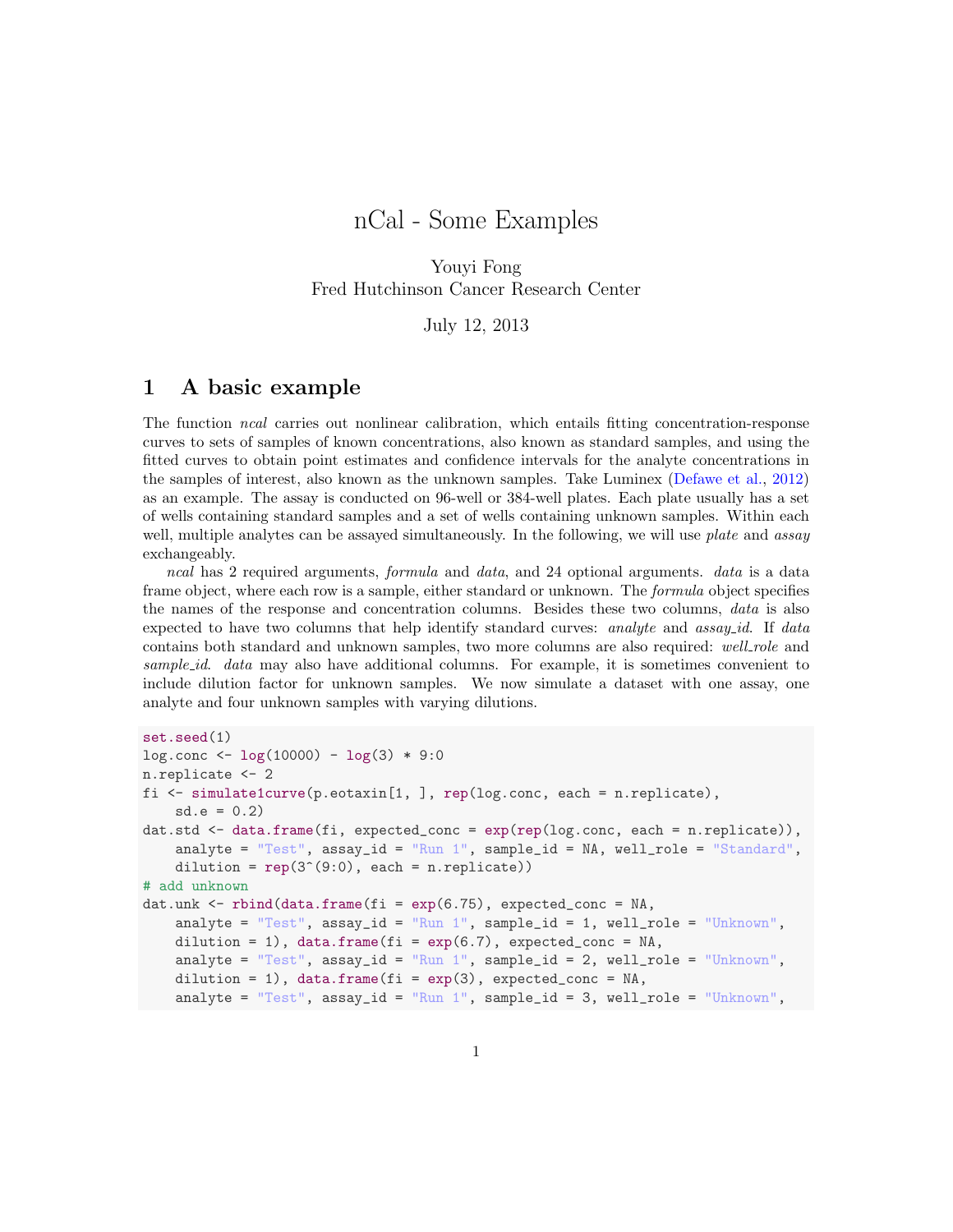# nCal - Some Examples

Youyi Fong
Fred Hutchinson Cancer Research Center

July 12, 2013

## 1 A basic example

The function *ncal* carries out nonlinear calibration, which entails fitting concentration-response curves to sets of samples of known concentrations, also known as standard samples, and using the fitted curves to obtain point estimates and confidence intervals for the analyte concentrations in the samples of interest, also known as the unknown samples. Take Luminex (Defawe et al., 2012) as an example. The assay is conducted on 96-well or 384-well plates. Each plate usually has a set of wells containing standard samples and a set of wells containing unknown samples. Within each well, multiple analytes can be assayed simultaneously. In the following, we will use *plate* and *assay* exchangeably.

*ncal* has 2 required arguments, *formula* and *data*, and 24 optional arguments. *data* is a data frame object, where each row is a sample, either standard or unknown. The *formula* object specifies the names of the response and concentration columns. Besides these two columns, *data* is also expected to have two columns that help identify standard curves: *analyte* and *assay_id*. If *data* contains both standard and unknown samples, two more columns are also required: *well_role* and *sample_id*. *data* may also have additional columns. For example, it is sometimes convenient to include dilution factor for unknown samples. We now simulate a dataset with one assay, one analyte and four unknown samples with varying dilutions.

```
set.seed(1)
log.conc <- log(10000) - log(3) * 9:0
n.replicate <- 2
fi <- simulate1curve(p.eotaxin[1, ], rep(log.conc, each = n.replicate),
    sd.e = 0.2)
dat.std <- data.frame(fi, expected_conc = exp(rep(log.conc, each = n.replicate)),
    analyte = "Test", assay_id = "Run 1", sample_id = NA, well_role = "Standard",
    dilution = rep(3^(9:0), each = n.replicate))
# add unknown
dat.unk <- rbind(data.frame(fi = exp(6.75), expected_conc = NA,
    analyte = "Test", assay_id = "Run 1", sample_id = 1, well_role = "Unknown",
    dilution = 1), data.frame(fi = exp(6.7), expected_conc = NA,
    analyte = "Test", assay_id = "Run 1", sample_id = 2, well_role = "Unknown",
    dilution = 1), data.frame(fi = exp(3), expected_conc = NA,
    analyte = "Test", assay_id = "Run 1", sample_id = 3, well_role = "Unknown",
```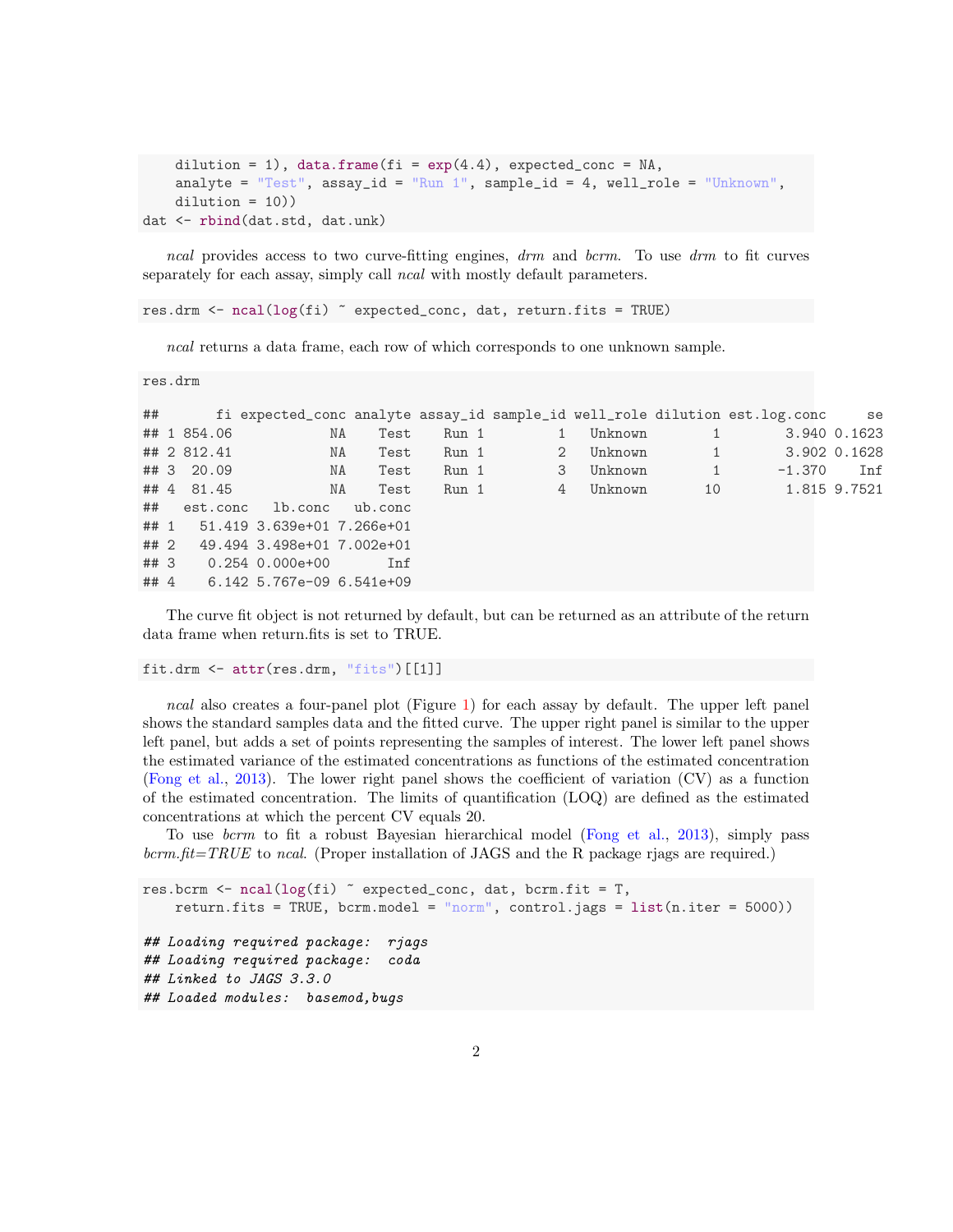```
    dilution = 1), data.frame(fi = exp(4.4), expected_conc = NA,
    analyte = "Test", assay_id = "Run 1", sample_id = 4, well_role = "Unknown",
    dilution = 10))
dat <- rbind(dat.std, dat.unk)
```

*ncal* provides access to two curve-fitting engines, *drm* and *bcrm*. To use *drm* to fit curves separately for each assay, simply call *ncal* with mostly default parameters.

```
res.drm <- ncal(log(fi) ~ expected_conc, dat, return.fits = TRUE)
```

*ncal* returns a data frame, each row of which corresponds to one unknown sample.

```
res.drm

##       fi expected_conc analyte assay_id sample_id well_role dilution est.log.conc     se
## 1 854.06            NA    Test    Run 1         1   Unknown        1        3.940 0.1623
## 2 812.41            NA    Test    Run 1         2   Unknown        1        3.902 0.1628
## 3  20.09            NA    Test    Run 1         3   Unknown        1       -1.370    Inf
## 4  81.45            NA    Test    Run 1         4   Unknown       10        1.815 9.7521
##   est.conc   lb.conc   ub.conc
## 1   51.419 3.639e+01 7.266e+01
## 2   49.494 3.498e+01 7.002e+01
## 3    0.254 0.000e+00       Inf
## 4    6.142 5.767e-09 6.541e+09
```

The curve fit object is not returned by default, but can be returned as an attribute of the return data frame when return.fits is set to TRUE.

```
fit.drm <- attr(res.drm, "fits")[[1]]
```

*ncal* also creates a four-panel plot (Figure 1) for each assay by default. The upper left panel shows the standard samples data and the fitted curve. The upper right panel is similar to the upper left panel, but adds a set of points representing the samples of interest. The lower left panel shows the estimated variance of the estimated concentrations as functions of the estimated concentration (Fong et al., 2013). The lower right panel shows the coefficient of variation (CV) as a function of the estimated concentration. The limits of quantification (LOQ) are defined as the estimated concentrations at which the percent CV equals 20.

To use *bcrm* to fit a robust Bayesian hierarchical model (Fong et al., 2013), simply pass *bcrm.fit=TRUE* to *ncal*. (Proper installation of JAGS and the R package rjags are required.)

```
res.bcrm <- ncal(log(fi) ~ expected_conc, dat, bcrm.fit = T,
    return.fits = TRUE, bcrm.model = "norm", control.jags = list(n.iter = 5000))

## Loading required package:  rjags
## Loading required package:  coda
## Linked to JAGS 3.3.0
## Loaded modules:  basemod,bugs
```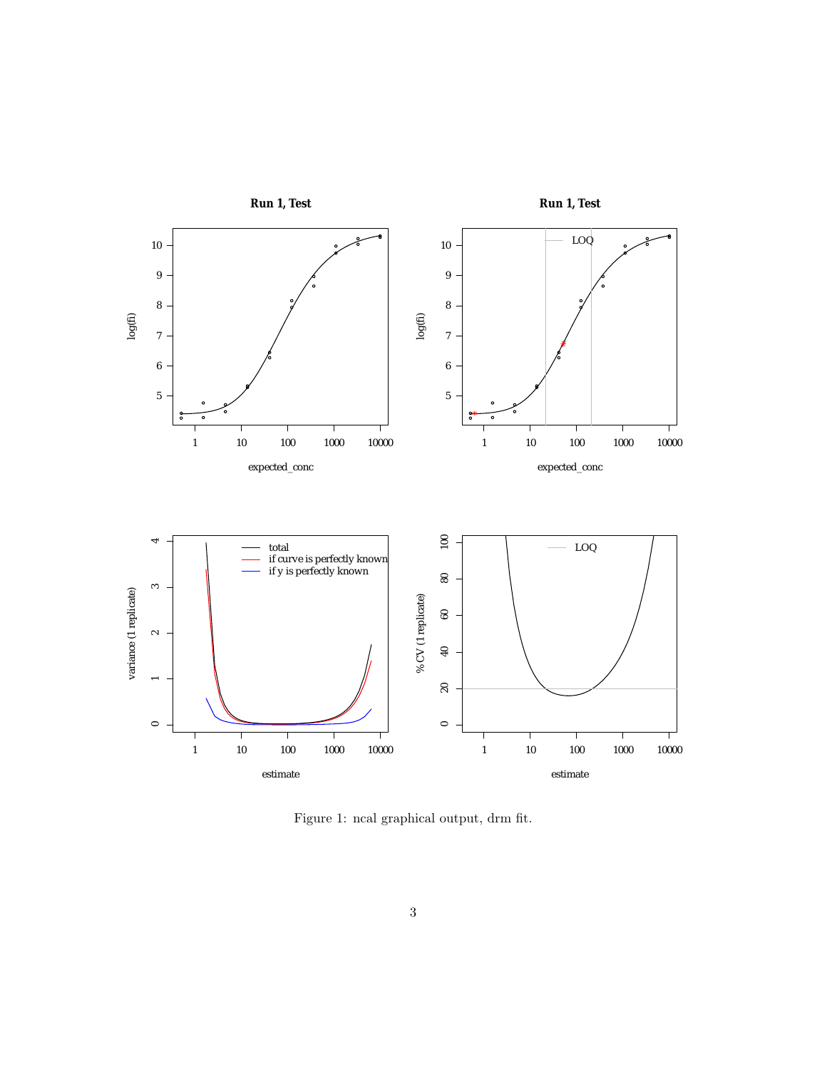Figure 1: ncal graphical output, drm fit.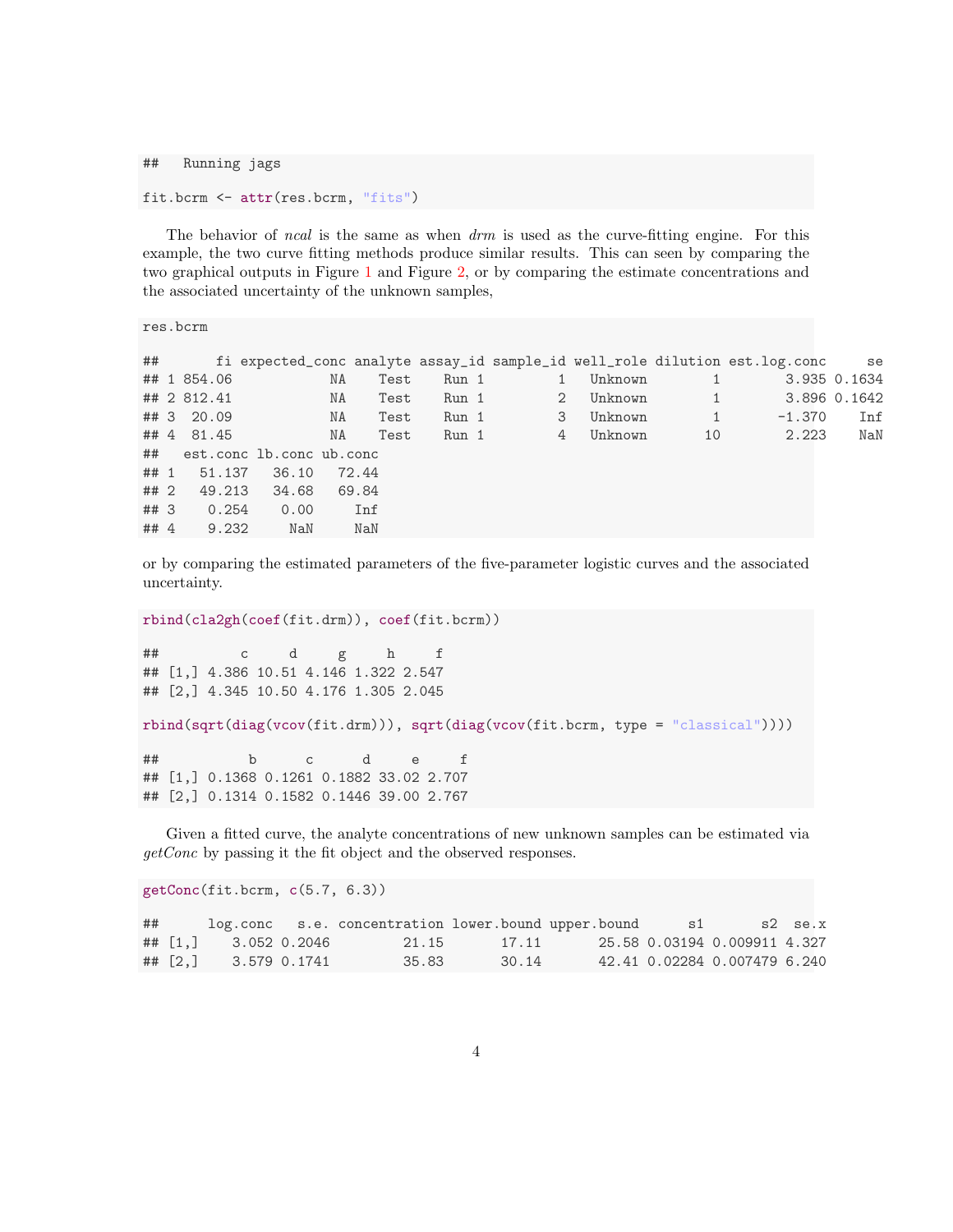```
##   Running jags

fit.bcrm <- attr(res.bcrm, "fits")
```

The behavior of *ncal* is the same as when *drm* is used as the curve-fitting engine. For this example, the two curve fitting methods produce similar results. This can seen by comparing the two graphical outputs in Figure 1 and Figure 2, or by comparing the estimate concentrations and the associated uncertainty of the unknown samples,

```
res.bcrm

##       fi expected_conc analyte assay_id sample_id well_role dilution est.log.conc     se
## 1 854.06            NA    Test    Run 1         1   Unknown        1        3.935 0.1634
## 2 812.41            NA    Test    Run 1         2   Unknown        1        3.896 0.1642
## 3  20.09            NA    Test    Run 1         3   Unknown        1       -1.370    Inf
## 4  81.45            NA    Test    Run 1         4   Unknown       10        2.223    NaN
##   est.conc lb.conc ub.conc
## 1   51.137   36.10   72.44
## 2   49.213   34.68   69.84
## 3    0.254    0.00     Inf
## 4    9.232     NaN     NaN
```

or by comparing the estimated parameters of the five-parameter logistic curves and the associated uncertainty.

```
rbind(cla2gh(coef(fit.drm)), coef(fit.bcrm))

##          c     d     g     h     f
## [1,] 4.386 10.51 4.146 1.322 2.547
## [2,] 4.345 10.50 4.176 1.305 2.045

rbind(sqrt(diag(vcov(fit.drm))), sqrt(diag(vcov(fit.bcrm, type = "classical"))))

##           b      c      d     e     f
## [1,] 0.1368 0.1261 0.1882 33.02 2.707
## [2,] 0.1314 0.1582 0.1446 39.00 2.767
```

Given a fitted curve, the analyte concentrations of new unknown samples can be estimated via *getConc* by passing it the fit object and the observed responses.

```
getConc(fit.bcrm, c(5.7, 6.3))

##      log.conc   s.e. concentration lower.bound upper.bound      s1       s2  se.x
## [1,]    3.052 0.2046         21.15       17.11       25.58 0.03194 0.009911 4.327
## [2,]    3.579 0.1741         35.83       30.14       42.41 0.02284 0.007479 6.240
```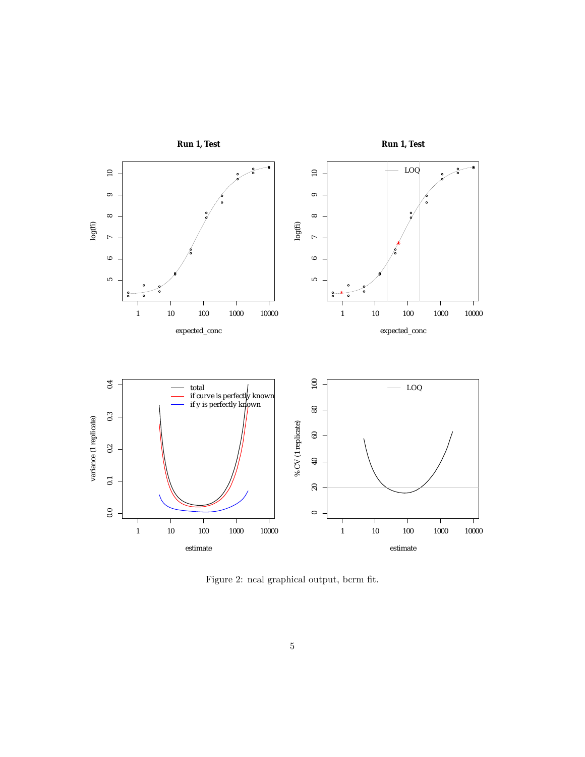Figure 2: ncal graphical output, bcrm fit.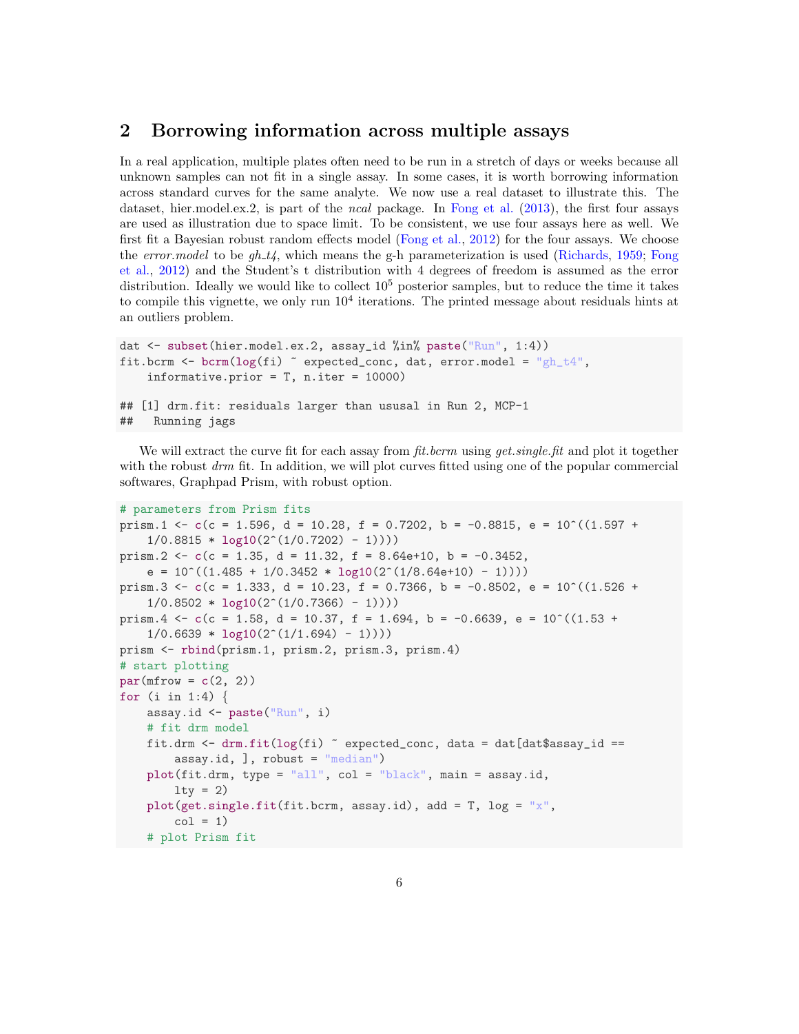## 2 Borrowing information across multiple assays

In a real application, multiple plates often need to be run in a stretch of days or weeks because all unknown samples can not fit in a single assay. In some cases, it is worth borrowing information across standard curves for the same analyte. We now use a real dataset to illustrate this. The dataset, hier.model.ex.2, is part of the *ncal* package. In Fong et al. (2013), the first four assays are used as illustration due to space limit. To be consistent, we use four assays here as well. We first fit a Bayesian robust random effects model (Fong et al., 2012) for the four assays. We choose the *error.model* to be *gh_t4*, which means the g-h parameterization is used (Richards, 1959; Fong et al., 2012) and the Student's t distribution with 4 degrees of freedom is assumed as the error distribution. Ideally we would like to collect $10^5$ posterior samples, but to reduce the time it takes to compile this vignette, we only run $10^4$ iterations. The printed message about residuals hints at an outliers problem.

```
dat <- subset(hier.model.ex.2, assay_id %in% paste("Run", 1:4))
fit.bcrm <- bcrm(log(fi) ~ expected_conc, dat, error.model = "gh_t4",
    informative.prior = T, n.iter = 10000)

## [1] drm.fit: residuals larger than ususal in Run 2, MCP-1
##   Running jags
```

We will extract the curve fit for each assay from *fit.bcrm* using *get.single.fit* and plot it together with the robust *drm* fit. In addition, we will plot curves fitted using one of the popular commercial softwares, Graphpad Prism, with robust option.

```
# parameters from Prism fits
prism.1 <- c(c = 1.596, d = 10.28, f = 0.7202, b = -0.8815, e = 10^((1.597 +
    1/0.8815 * log10(2^(1/0.7202) - 1))))
prism.2 <- c(c = 1.35, d = 11.32, f = 8.64e+10, b = -0.3452,
    e = 10^((1.485 + 1/0.3452 * log10(2^(1/8.64e+10) - 1))))
prism.3 <- c(c = 1.333, d = 10.23, f = 0.7366, b = -0.8502, e = 10^((1.526 +
    1/0.8502 * log10(2^(1/0.7366) - 1))))
prism.4 <- c(c = 1.58, d = 10.37, f = 1.694, b = -0.6639, e = 10^((1.53 +
    1/0.6639 * log10(2^(1/1.694) - 1))))
prism <- rbind(prism.1, prism.2, prism.3, prism.4)
# start plotting
par(mfrow = c(2, 2))
for (i in 1:4) {
    assay.id <- paste("Run", i)
    # fit drm model
    fit.drm <- drm.fit(log(fi) ~ expected_conc, data = dat[dat$assay_id ==
        assay.id, ], robust = "median")
    plot(fit.drm, type = "all", col = "black", main = assay.id,
        lty = 2)
    plot(get.single.fit(fit.bcrm, assay.id), add = T, log = "x",
        col = 1)
    # plot Prism fit
```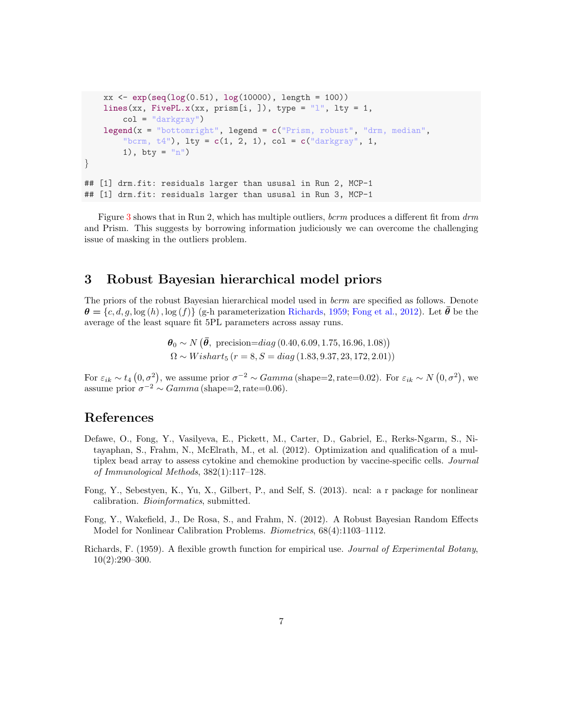```
    xx <- exp(seq(log(0.51), log(10000), length = 100))
    lines(xx, FivePL.x(xx, prism[i, ]), type = "l", lty = 1,
        col = "darkgray")
    legend(x = "bottomright", legend = c("Prism, robust", "drm, median",
        "bcrm, t4"), lty = c(1, 2, 1), col = c("darkgray", 1,
        1), bty = "n")
}

## [1] drm.fit: residuals larger than ususal in Run 2, MCP-1
## [1] drm.fit: residuals larger than ususal in Run 3, MCP-1
```

Figure 3 shows that in Run 2, which has multiple outliers, *bcrm* produces a different fit from *drm* and Prism. This suggests by borrowing information judiciously we can overcome the challenging issue of masking in the outliers problem.

## 3 Robust Bayesian hierarchical model priors

The priors of the robust Bayesian hierarchical model used in *bcrm* are specified as follows. Denote $\boldsymbol{\theta} = \{c, d, g, \log(h), \log(f)\}$ (g-h parameterization Richards, 1959; Fong et al., 2012). Let $\bar{\boldsymbol{\theta}}$ be the average of the least square fit 5PL parameters across assay runs.

$$\boldsymbol{\theta}_0 \sim N\left(\bar{\boldsymbol{\theta}},\ \text{precision}=diag\left(0.40, 6.09, 1.75, 16.96, 1.08\right)\right)$$
$$\Omega \sim Wishart_5\left(r = 8, S = diag\left(1.83, 9.37, 23, 172, 2.01\right)\right)$$

For $\varepsilon_{ik} \sim t_4\left(0, \sigma^2\right)$, we assume prior $\sigma^{-2} \sim Gamma\,(\text{shape=2, rate=0.02})$. For $\varepsilon_{ik} \sim N\left(0, \sigma^2\right)$, we assume prior $\sigma^{-2} \sim Gamma\,(\text{shape=2, rate=0.06})$.

## References

Defawe, O., Fong, Y., Vasilyeva, E., Pickett, M., Carter, D., Gabriel, E., Rerks-Ngarm, S., Nitayaphan, S., Frahm, N., McElrath, M., et al. (2012). Optimization and qualification of a multiplex bead array to assess cytokine and chemokine production by vaccine-specific cells. *Journal of Immunological Methods*, 382(1):117–128.

Fong, Y., Sebestyen, K., Yu, X., Gilbert, P., and Self, S. (2013). ncal: a r package for nonlinear calibration. *Bioinformatics*, submitted.

Fong, Y., Wakefield, J., De Rosa, S., and Frahm, N. (2012). A Robust Bayesian Random Effects Model for Nonlinear Calibration Problems. *Biometrics*, 68(4):1103–1112.

Richards, F. (1959). A flexible growth function for empirical use. *Journal of Experimental Botany*, 10(2):290–300.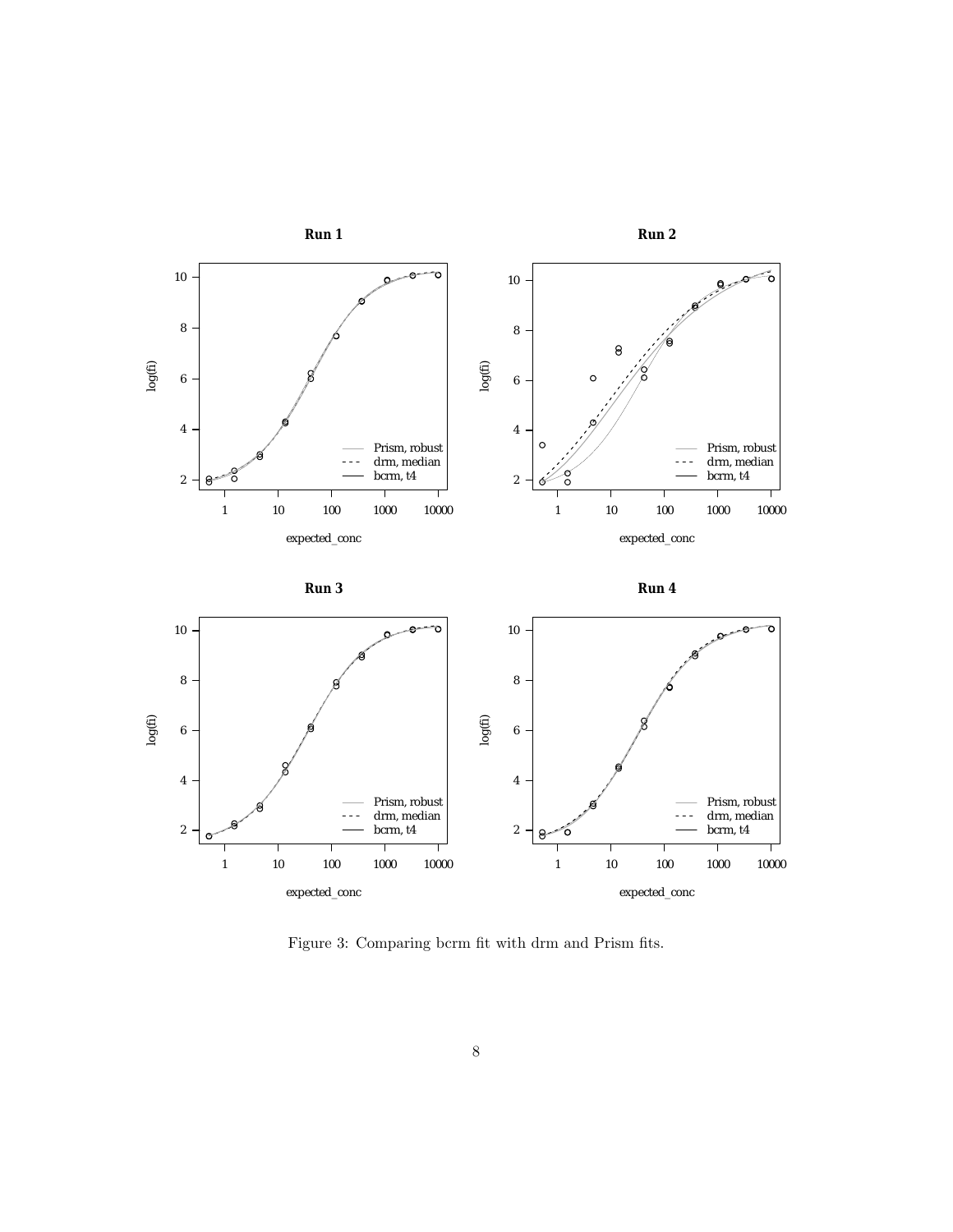**Run 1**

10
8
6
4
2

log(fi)

1 10 100 1000 10000

expected_conc

Prism, robust
drm, median
bcrm, t4

**Run 2**

10
8
6
4
2

log(fi)

1 10 100 1000 10000

expected_conc

Prism, robust
drm, median
bcrm, t4

**Run 3**

10
8
6
4
2

log(fi)

1 10 100 1000 10000

expected_conc

Prism, robust
drm, median
bcrm, t4

**Run 4**

10
8
6
4
2

log(fi)

1 10 100 1000 10000

expected_conc

Prism, robust
drm, median
bcrm, t4

Figure 3: Comparing bcrm fit with drm and Prism fits.